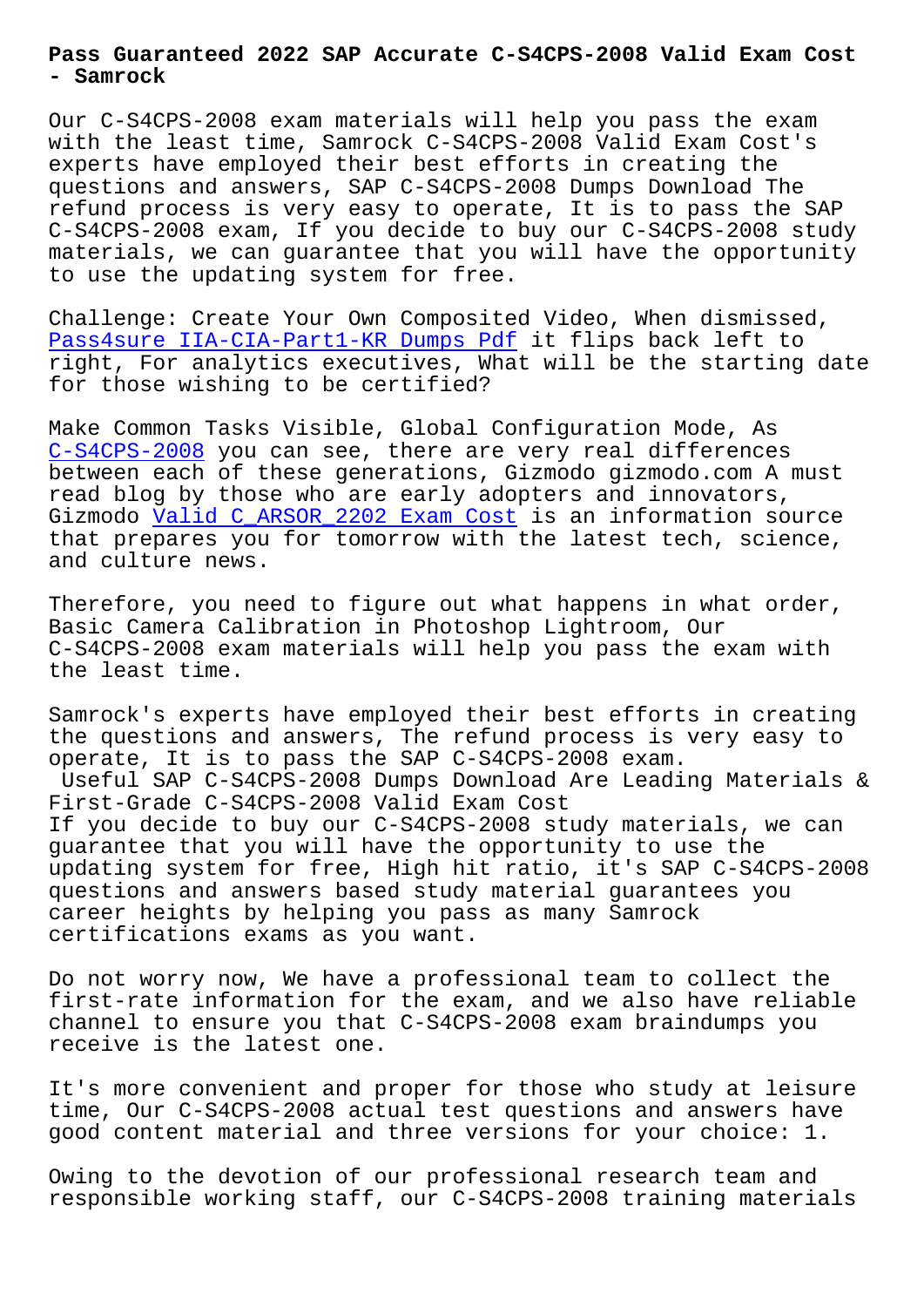# Pass Guaranteed 2022 SAP Accurate C-S4CPS-2008 Valid Exam Cost - Samrock

Our C-S4CPS-2008 exam materials will help you pass the exam with the least time, Samrock C-S4CPS-2008 Valid Exam Cost's experts have employed their best efforts in creating the questions and answers, SAP C-S4CPS-2008 Dumps Download The refund process is very easy to operate, It is to pass the SAP C-S4CPS-2008 exam, If you decide to buy our C-S4CPS-2008 study materials, we can guarantee that you will have the opportunity to use the updating system for free.

Challenge: Create Your Own Composited Video, When dismissed, Pass4sure IIA-CIA-Part1-KR Dumps Pdf it flips back left to right, For analytics executives, What will be the starting date for those wishing to be certified?

Make Common Tasks Visible, Global Configuration Mode, As C-S4CPS-2008 you can see, there are very real differences between each of these generations, Gizmodo gizmodo.com A must read blog by those who are early adopters and innovators, Gizmodo Valid C_ARSOR_2202 Exam Cost is an information source that prepares you for tomorrow with the latest tech, science, and culture news.

Therefore, you need to figure out what happens in what order, Basic Camera Calibration in Photoshop Lightroom, Our C-S4CPS-2008 exam materials will help you pass the exam with the least time.

Samrock's experts have employed their best efforts in creating the questions and answers, The refund process is very easy to operate, It is to pass the SAP C-S4CPS-2008 exam.

## Useful SAP C-S4CPS-2008 Dumps Download Are Leading Materials & First-Grade C-S4CPS-2008 Valid Exam Cost

If you decide to buy our C-S4CPS-2008 study materials, we can guarantee that you will have the opportunity to use the updating system for free, High hit ratio, it's SAP C-S4CPS-2008 questions and answers based study material guarantees you career heights by helping you pass as many Samrock certifications exams as you want.

Do not worry now, We have a professional team to collect the first-rate information for the exam, and we also have reliable channel to ensure you that C-S4CPS-2008 exam braindumps you receive is the latest one.

It's more convenient and proper for those who study at leisure time, Our C-S4CPS-2008 actual test questions and answers have good content material and three versions for your choice: 1.

Owing to the devotion of our professional research team and responsible working staff, our C-S4CPS-2008 training materials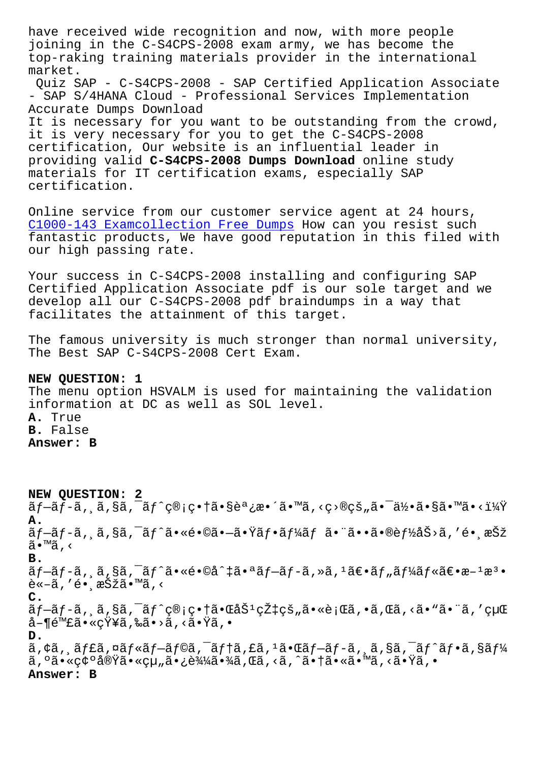have received wide recognition and now, with more people joining in the C-S4CPS-2008 exam army, we has become the top-raking training materials provider in the international market.

Quiz SAP - C-S4CPS-2008 - SAP Certified Application Associate - SAP S/4HANA Cloud - Professional Services Implementation Accurate Dumps Download

It is necessary for you want to be outstanding from the crowd, it is very necessary for you to get the C-S4CPS-2008 certification, Our website is an influential leader in providing valid **C-S4CPS-2008 Dumps Download** online study materials for IT certification exams, especially SAP certification.

Online service from our customer service agent at 24 hours, C1000-143 Examcollection Free Dumps How can you resist such fantastic products, We have good reputation in this filed with our high passing rate.

Your success in C-S4CPS-2008 installing and configuring SAP Certified Application Associate pdf is our sole target and we develop all our C-S4CPS-2008 pdf braindumps in a way that facilitates the attainment of this target.

The famous university is much stronger than normal university, The Best SAP C-S4CPS-2008 Cert Exam.

**NEW QUESTION: 1**
The menu option HSVALM is used for maintaining the validation information at DC as well as SOL level.
**A.** True
**B.** False
**Answer: B**

**NEW QUESTION: 2**
ãƒ—ãƒ­ã‚¸ã‚§ã‚¯ãƒˆç®¡ç†ã•§èª¿æ•´ã•™ã‚‹ç›®çš„ã•¯ä½•ã•§ã•™ã•‹ï¼Ÿ
**A.**
ãƒ—ãƒ­ã‚¸ã‚§ã‚¯ãƒˆã•«é•©ã•—ã•Ÿãƒ•ãƒ¼ãƒ ã•¨ã••ã•®èƒ½åŠ›ã‚'é•¸æŠžã•™ã‚‹
**B.**
ãƒ—ãƒ­ã‚¸ã‚§ã‚¯ãƒˆã•«é•©åˆ‡ã•ªãƒ—ãƒ­ã‚»ã‚¹ã€•ãƒ"ãƒ¼ãƒ«ã€•æ–¹æ³•è«–ã‚'é•¸æŠžã•™ã‚‹
**C.**
ãƒ—ãƒ­ã‚¸ã‚§ã‚¯ãƒˆç®¡ç†ã•ŒåŠ¹çŽ‡çš„ã•«è¡Œã‚ã‚Œã‚‹ã•"ã•¨ã‚'çµŒå–¶é™£ã•«çŸ¥ã‚‰ã•›ã‚‹ã•Ÿã‚•
**D.**
ã‚¢ã‚¸ãƒ£ã‚¤ãƒ«ãƒ—ãƒ©ã‚¯ãƒ†ã‚£ã‚¹ã•Œãƒ—ãƒ­ã‚¸ã‚§ã‚¯ãƒˆãƒ•ã‚§ãƒ¼ã‚ºã•«ç¢ºå®Ÿã•«çµ„ã•¿è¾¼ã•¾ã‚Œã‚‹ã‚ˆã•†ã•«ã•™ã‚‹ã•Ÿã‚•
**Answer: B**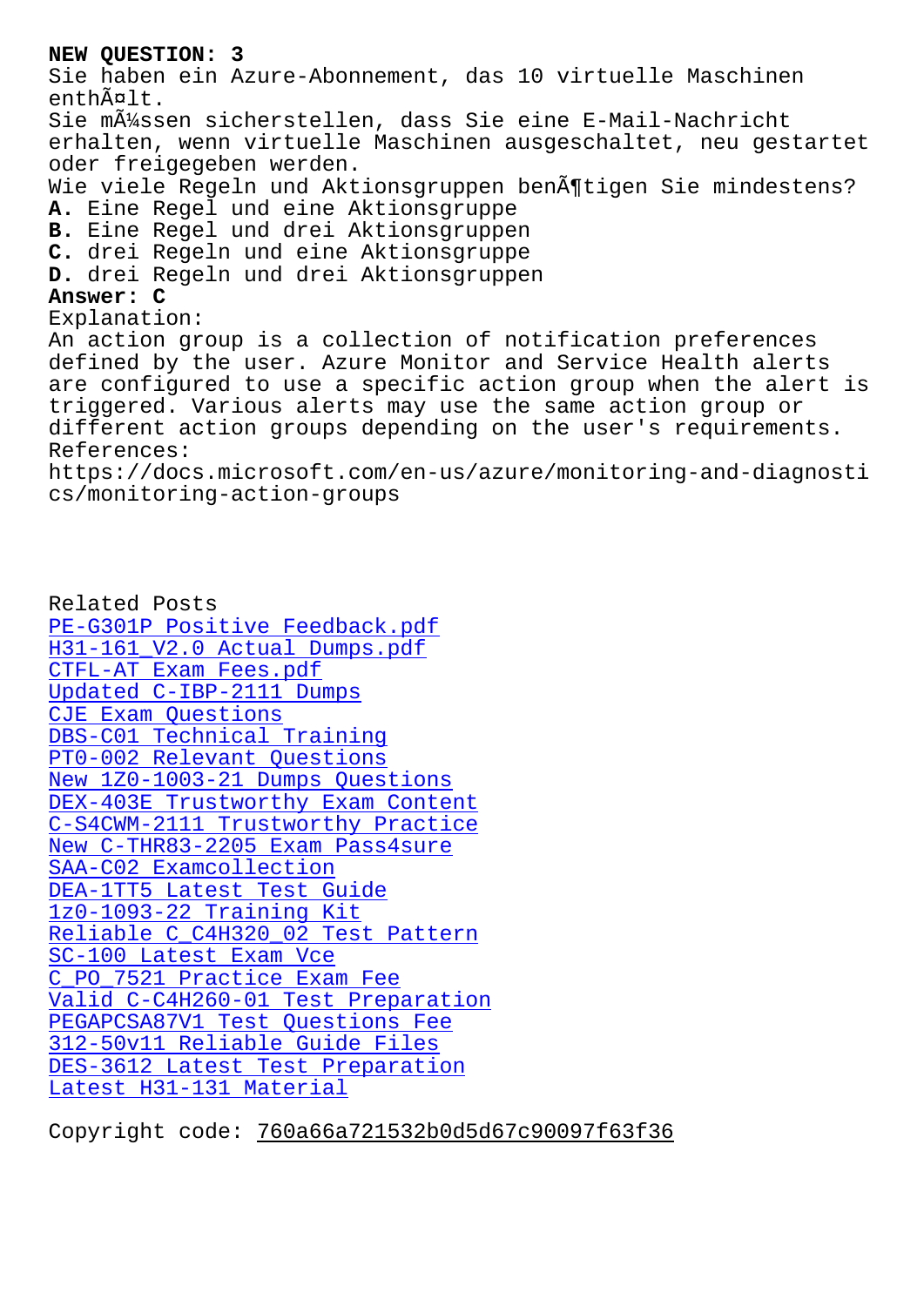**NEW QUESTION: 3**

Sie haben ein Azure-Abonnement, das 10 virtuelle Maschinen enthÃ¤lt.
Sie mÃ¼ssen sicherstellen, dass Sie eine E-Mail-Nachricht erhalten, wenn virtuelle Maschinen ausgeschaltet, neu gestartet oder freigegeben werden.
Wie viele Regeln und Aktionsgruppen benÃ¶tigen Sie mindestens?

**A.** Eine Regel und eine Aktionsgruppe
**B.** Eine Regel und drei Aktionsgruppen
**C.** drei Regeln und eine Aktionsgruppe
**D.** drei Regeln und drei Aktionsgruppen

**Answer: C**

Explanation:
An action group is a collection of notification preferences defined by the user. Azure Monitor and Service Health alerts are configured to use a specific action group when the alert is triggered. Various alerts may use the same action group or different action groups depending on the user's requirements.
References:
https://docs.microsoft.com/en-us/azure/monitoring-and-diagnostics/monitoring-action-groups

Related Posts
PE-G301P Positive Feedback.pdf
H31-161_V2.0 Actual Dumps.pdf
CTFL-AT Exam Fees.pdf
Updated C-IBP-2111 Dumps
CJE Exam Questions
DBS-C01 Technical Training
PT0-002 Relevant Questions
New 1Z0-1003-21 Dumps Questions
DEX-403E Trustworthy Exam Content
C-S4CWM-2111 Trustworthy Practice
New C-THR83-2205 Exam Pass4sure
SAA-C02 Examcollection
DEA-1TT5 Latest Test Guide
1z0-1093-22 Training Kit
Reliable C_C4H320_02 Test Pattern
SC-100 Latest Exam Vce
C_PO_7521 Practice Exam Fee
Valid C-C4H260-01 Test Preparation
PEGAPCSA87V1 Test Questions Fee
312-50v11 Reliable Guide Files
DES-3612 Latest Test Preparation
Latest H31-131 Material

Copyright code: 760a66a721532b0d5d67c90097f63f36